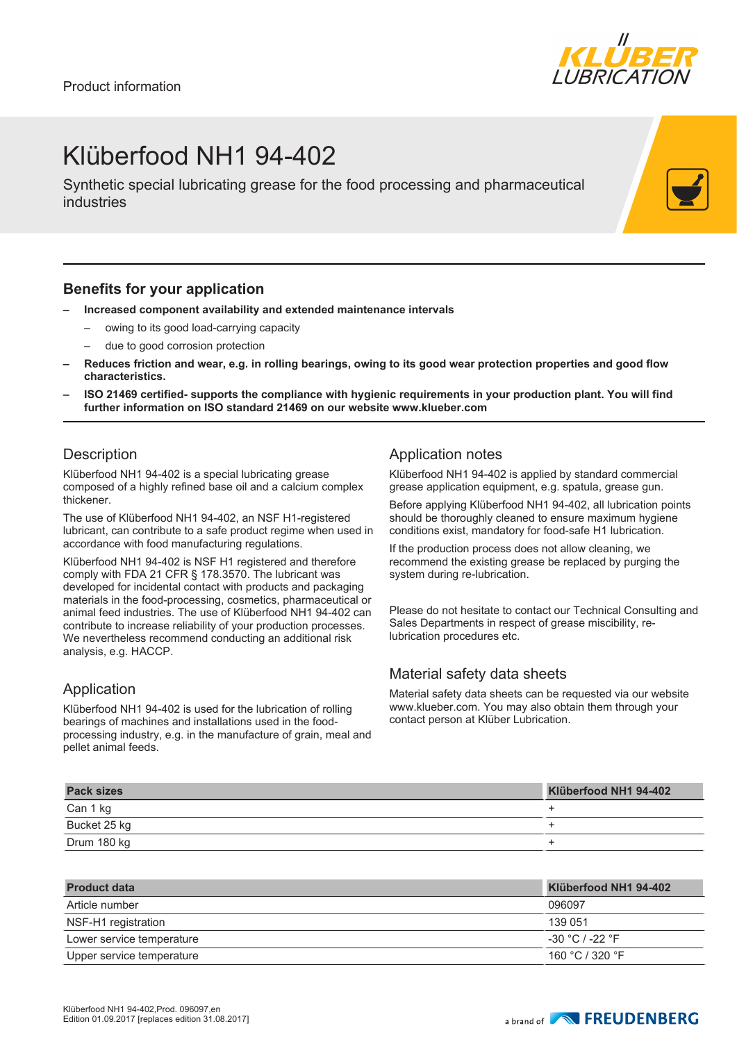Product information

# Klüberfood NH1 94-402

Synthetic special lubricating grease for the food processing and pharmaceutical industries

## Benefits for your application

- **Increased component availability and extended maintenance intervals**
  - owing to its good load-carrying capacity
  - due to good corrosion protection
- **Reduces friction and wear, e.g. in rolling bearings, owing to its good wear protection properties and good flow characteristics.**
- **ISO 21469 certified- supports the compliance with hygienic requirements in your production plant. You will find further information on ISO standard 21469 on our website www.klueber.com**

## Description

Klüberfood NH1 94-402 is a special lubricating grease composed of a highly refined base oil and a calcium complex thickener.

The use of Klüberfood NH1 94-402, an NSF H1-registered lubricant, can contribute to a safe product regime when used in accordance with food manufacturing regulations.

Klüberfood NH1 94-402 is NSF H1 registered and therefore comply with FDA 21 CFR § 178.3570. The lubricant was developed for incidental contact with products and packaging materials in the food-processing, cosmetics, pharmaceutical or animal feed industries. The use of Klüberfood NH1 94-402 can contribute to increase reliability of your production processes. We nevertheless recommend conducting an additional risk analysis, e.g. HACCP.

## Application

Klüberfood NH1 94-402 is used for the lubrication of rolling bearings of machines and installations used in the food-processing industry, e.g. in the manufacture of grain, meal and pellet animal feeds.

## Application notes

Klüberfood NH1 94-402 is applied by standard commercial grease application equipment, e.g. spatula, grease gun.

Before applying Klüberfood NH1 94-402, all lubrication points should be thoroughly cleaned to ensure maximum hygiene conditions exist, mandatory for food-safe H1 lubrication.

If the production process does not allow cleaning, we recommend the existing grease be replaced by purging the system during re-lubrication.

Please do not hesitate to contact our Technical Consulting and Sales Departments in respect of grease miscibility, re-lubrication procedures etc.

## Material safety data sheets

Material safety data sheets can be requested via our website www.klueber.com. You may also obtain them through your contact person at Klüber Lubrication.

| Pack sizes | Klüberfood NH1 94-402 |
|---|---|
| Can 1 kg | + |
| Bucket 25 kg | + |
| Drum 180 kg | + |

| Product data | Klüberfood NH1 94-402 |
|---|---|
| Article number | 096097 |
| NSF-H1 registration | 139 051 |
| Lower service temperature | -30 °C / -22 °F |
| Upper service temperature | 160 °C / 320 °F |

Klüberfood NH1 94-402,Prod. 096097,en
Edition 01.09.2017 [replaces edition 31.08.2017]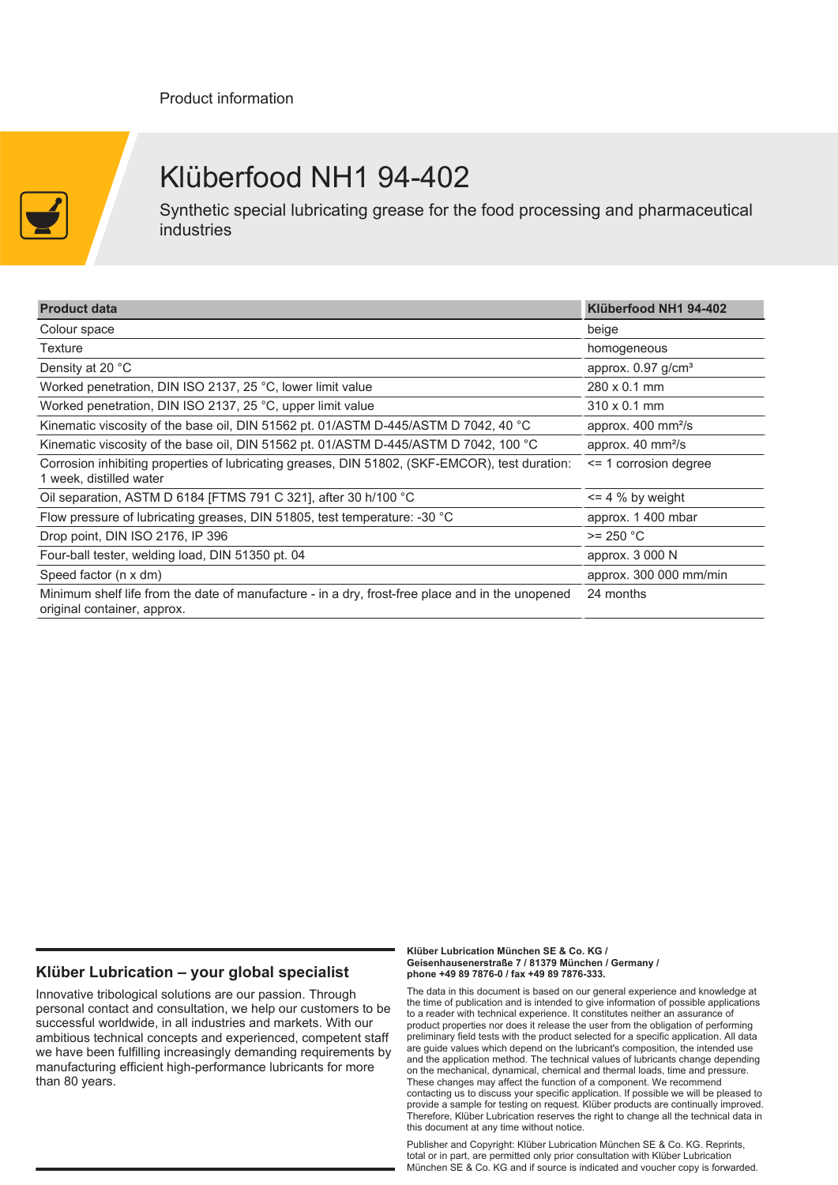Product information

# Klüberfood NH1 94-402

Synthetic special lubricating grease for the food processing and pharmaceutical industries

| Product data | Klüberfood NH1 94-402 |
|---|---|
| Colour space | beige |
| Texture | homogeneous |
| Density at 20 °C | approx. 0.97 g/cm³ |
| Worked penetration, DIN ISO 2137, 25 °C, lower limit value | 280 x 0.1 mm |
| Worked penetration, DIN ISO 2137, 25 °C, upper limit value | 310 x 0.1 mm |
| Kinematic viscosity of the base oil, DIN 51562 pt. 01/ASTM D-445/ASTM D 7042, 40 °C | approx. 400 mm²/s |
| Kinematic viscosity of the base oil, DIN 51562 pt. 01/ASTM D-445/ASTM D 7042, 100 °C | approx. 40 mm²/s |
| Corrosion inhibiting properties of lubricating greases, DIN 51802, (SKF-EMCOR), test duration: 1 week, distilled water | <= 1 corrosion degree |
| Oil separation, ASTM D 6184 [FTMS 791 C 321], after 30 h/100 °C | <= 4 % by weight |
| Flow pressure of lubricating greases, DIN 51805, test temperature: -30 °C | approx. 1 400 mbar |
| Drop point, DIN ISO 2176, IP 396 | >= 250 °C |
| Four-ball tester, welding load, DIN 51350 pt. 04 | approx. 3 000 N |
| Speed factor (n x dm) | approx. 300 000 mm/min |
| Minimum shelf life from the date of manufacture - in a dry, frost-free place and in the unopened original container, approx. | 24 months |

## Klüber Lubrication – your global specialist

Innovative tribological solutions are our passion. Through personal contact and consultation, we help our customers to be successful worldwide, in all industries and markets. With our ambitious technical concepts and experienced, competent staff we have been fulfilling increasingly demanding requirements by manufacturing efficient high-performance lubricants for more than 80 years.

**Klüber Lubrication München SE & Co. KG / Geisenhausenerstraße 7 / 81379 München / Germany / phone +49 89 7876-0 / fax +49 89 7876-333.**

The data in this document is based on our general experience and knowledge at the time of publication and is intended to give information of possible applications to a reader with technical experience. It constitutes neither an assurance of product properties nor does it release the user from the obligation of performing preliminary field tests with the product selected for a specific application. All data are guide values which depend on the lubricant's composition, the intended use and the application method. The technical values of lubricants change depending on the mechanical, dynamical, chemical and thermal loads, time and pressure. These changes may affect the function of a component. We recommend contacting us to discuss your specific application. If possible we will be pleased to provide a sample for testing on request. Klüber products are continually improved. Therefore, Klüber Lubrication reserves the right to change all the technical data in this document at any time without notice.

Publisher and Copyright: Klüber Lubrication München SE & Co. KG. Reprints, total or in part, are permitted only prior consultation with Klüber Lubrication München SE & Co. KG and if source is indicated and voucher copy is forwarded.